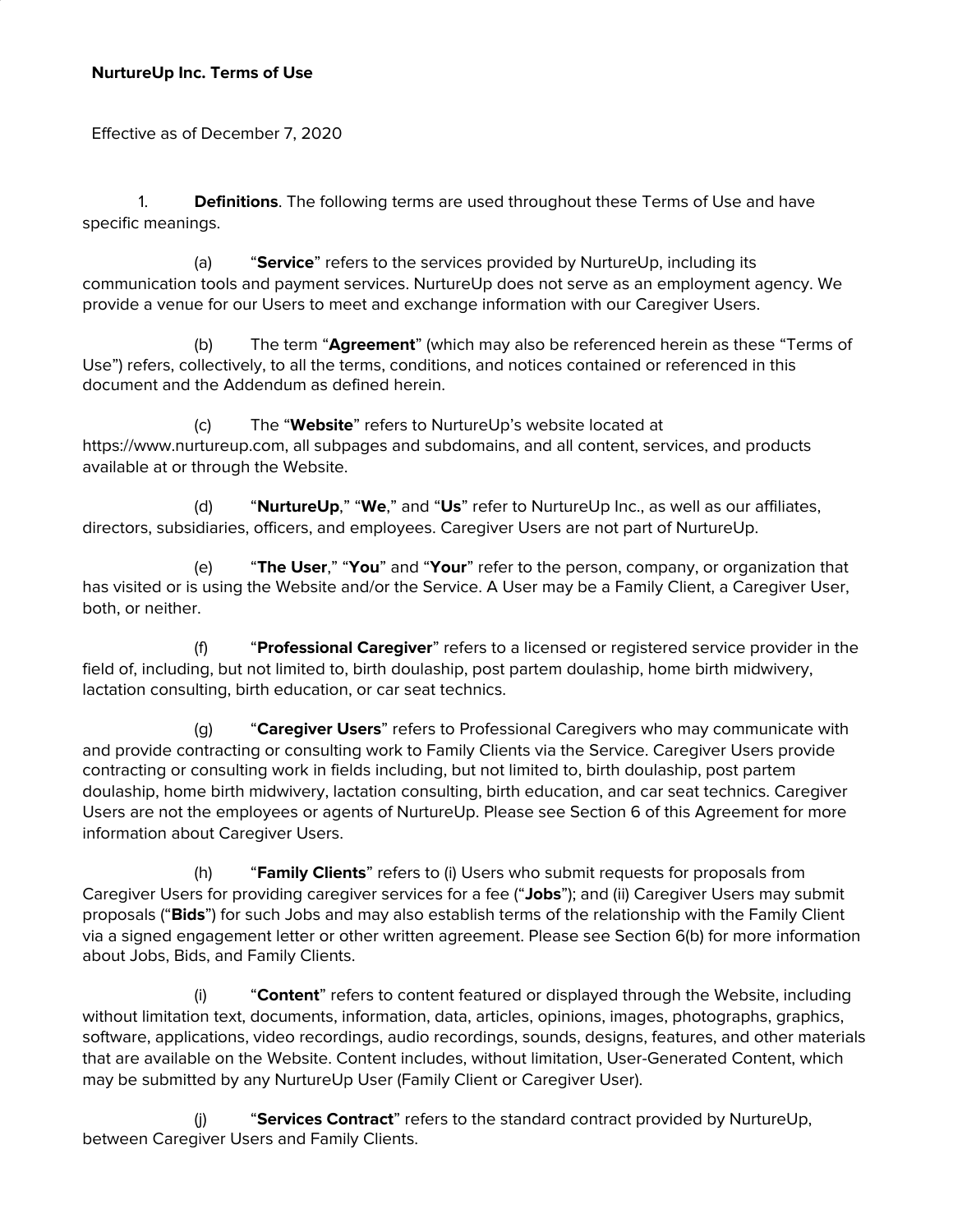**NurtureUp Inc. Terms of Use**

Effective as of December 7, 2020

1. **Definitions**. The following terms are used throughout these Terms of Use and have specific meanings.

   (a) "**Service**" refers to the services provided by NurtureUp, including its communication tools and payment services. NurtureUp does not serve as an employment agency. We provide a venue for our Users to meet and exchange information with our Caregiver Users.

   (b) The term "**Agreement**" (which may also be referenced herein as these "Terms of Use") refers, collectively, to all the terms, conditions, and notices contained or referenced in this document and the Addendum as defined herein.

   (c) The "**Website**" refers to NurtureUp's website located at https://www.nurtureup.com, all subpages and subdomains, and all content, services, and products available at or through the Website.

   (d) "**NurtureUp**," "**We**," and "**Us**" refer to NurtureUp Inc., as well as our affiliates, directors, subsidiaries, officers, and employees. Caregiver Users are not part of NurtureUp.

   (e) "**The User**," "**You**" and "**Your**" refer to the person, company, or organization that has visited or is using the Website and/or the Service. A User may be a Family Client, a Caregiver User, both, or neither.

   (f) "**Professional Caregiver**" refers to a licensed or registered service provider in the field of, including, but not limited to, birth doulaship, post partem doulaship, home birth midwivery, lactation consulting, birth education, or car seat technics.

   (g) "**Caregiver Users**" refers to Professional Caregivers who may communicate with and provide contracting or consulting work to Family Clients via the Service. Caregiver Users provide contracting or consulting work in fields including, but not limited to, birth doulaship, post partem doulaship, home birth midwivery, lactation consulting, birth education, and car seat technics. Caregiver Users are not the employees or agents of NurtureUp. Please see Section 6 of this Agreement for more information about Caregiver Users.

   (h) "**Family Clients**" refers to (i) Users who submit requests for proposals from Caregiver Users for providing caregiver services for a fee ("**Jobs**"); and (ii) Caregiver Users may submit proposals ("**Bids**") for such Jobs and may also establish terms of the relationship with the Family Client via a signed engagement letter or other written agreement. Please see Section 6(b) for more information about Jobs, Bids, and Family Clients.

   (i) "**Content**" refers to content featured or displayed through the Website, including without limitation text, documents, information, data, articles, opinions, images, photographs, graphics, software, applications, video recordings, audio recordings, sounds, designs, features, and other materials that are available on the Website. Content includes, without limitation, User-Generated Content, which may be submitted by any NurtureUp User (Family Client or Caregiver User).

   (j) "**Services Contract**" refers to the standard contract provided by NurtureUp, between Caregiver Users and Family Clients.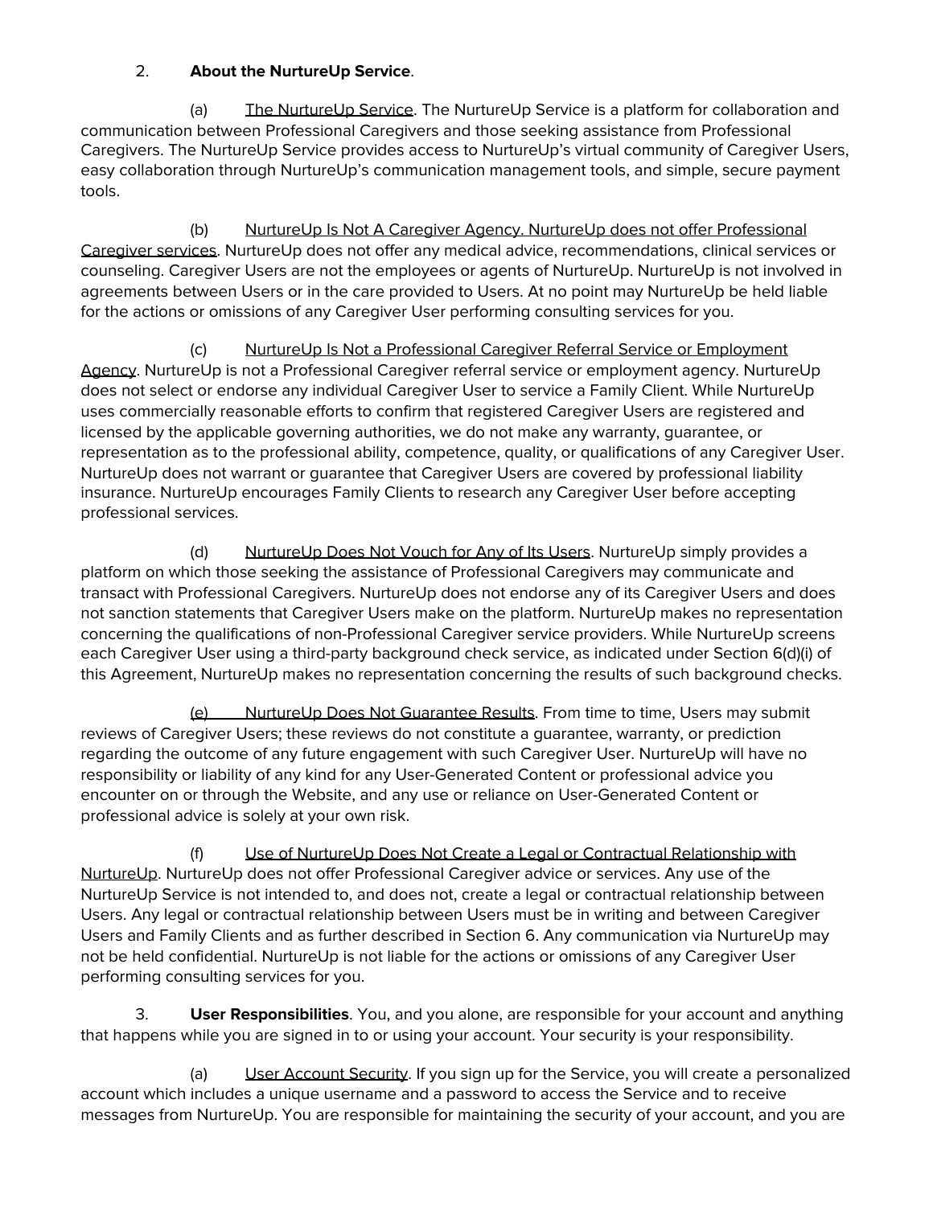2. **About the NurtureUp Service**.

(a) The NurtureUp Service. The NurtureUp Service is a platform for collaboration and communication between Professional Caregivers and those seeking assistance from Professional Caregivers. The NurtureUp Service provides access to NurtureUp's virtual community of Caregiver Users, easy collaboration through NurtureUp's communication management tools, and simple, secure payment tools.

(b) NurtureUp Is Not A Caregiver Agency. NurtureUp does not offer Professional Caregiver services. NurtureUp does not offer any medical advice, recommendations, clinical services or counseling. Caregiver Users are not the employees or agents of NurtureUp. NurtureUp is not involved in agreements between Users or in the care provided to Users. At no point may NurtureUp be held liable for the actions or omissions of any Caregiver User performing consulting services for you.

(c) NurtureUp Is Not a Professional Caregiver Referral Service or Employment Agency. NurtureUp is not a Professional Caregiver referral service or employment agency. NurtureUp does not select or endorse any individual Caregiver User to service a Family Client. While NurtureUp uses commercially reasonable efforts to confirm that registered Caregiver Users are registered and licensed by the applicable governing authorities, we do not make any warranty, guarantee, or representation as to the professional ability, competence, quality, or qualifications of any Caregiver User. NurtureUp does not warrant or guarantee that Caregiver Users are covered by professional liability insurance. NurtureUp encourages Family Clients to research any Caregiver User before accepting professional services.

(d) NurtureUp Does Not Vouch for Any of Its Users. NurtureUp simply provides a platform on which those seeking the assistance of Professional Caregivers may communicate and transact with Professional Caregivers. NurtureUp does not endorse any of its Caregiver Users and does not sanction statements that Caregiver Users make on the platform. NurtureUp makes no representation concerning the qualifications of non-Professional Caregiver service providers. While NurtureUp screens each Caregiver User using a third-party background check service, as indicated under Section 6(d)(i) of this Agreement, NurtureUp makes no representation concerning the results of such background checks.

(e) NurtureUp Does Not Guarantee Results. From time to time, Users may submit reviews of Caregiver Users; these reviews do not constitute a guarantee, warranty, or prediction regarding the outcome of any future engagement with such Caregiver User. NurtureUp will have no responsibility or liability of any kind for any User-Generated Content or professional advice you encounter on or through the Website, and any use or reliance on User-Generated Content or professional advice is solely at your own risk.

(f) Use of NurtureUp Does Not Create a Legal or Contractual Relationship with NurtureUp. NurtureUp does not offer Professional Caregiver advice or services. Any use of the NurtureUp Service is not intended to, and does not, create a legal or contractual relationship between Users. Any legal or contractual relationship between Users must be in writing and between Caregiver Users and Family Clients and as further described in Section 6. Any communication via NurtureUp may not be held confidential. NurtureUp is not liable for the actions or omissions of any Caregiver User performing consulting services for you.

3. **User Responsibilities**. You, and you alone, are responsible for your account and anything that happens while you are signed in to or using your account. Your security is your responsibility.

(a) User Account Security. If you sign up for the Service, you will create a personalized account which includes a unique username and a password to access the Service and to receive messages from NurtureUp. You are responsible for maintaining the security of your account, and you are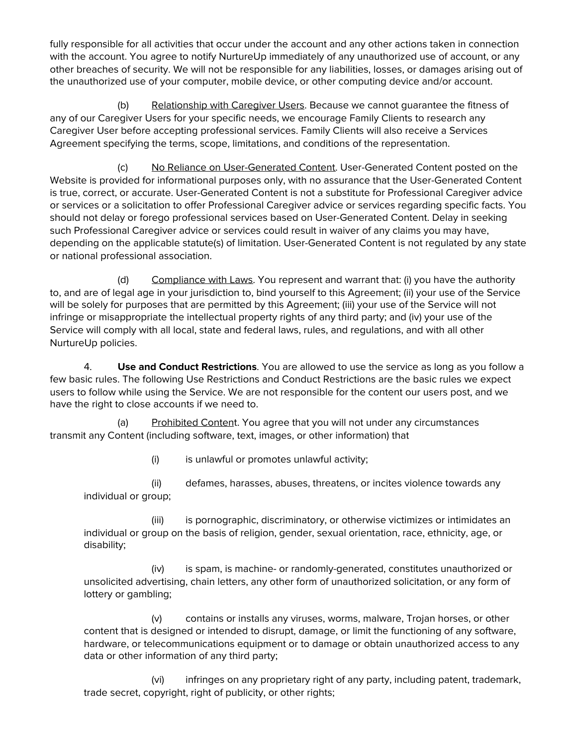fully responsible for all activities that occur under the account and any other actions taken in connection with the account. You agree to notify NurtureUp immediately of any unauthorized use of account, or any other breaches of security. We will not be responsible for any liabilities, losses, or damages arising out of the unauthorized use of your computer, mobile device, or other computing device and/or account.

(b) Relationship with Caregiver Users. Because we cannot guarantee the fitness of any of our Caregiver Users for your specific needs, we encourage Family Clients to research any Caregiver User before accepting professional services. Family Clients will also receive a Services Agreement specifying the terms, scope, limitations, and conditions of the representation.

(c) No Reliance on User-Generated Content. User-Generated Content posted on the Website is provided for informational purposes only, with no assurance that the User-Generated Content is true, correct, or accurate. User-Generated Content is not a substitute for Professional Caregiver advice or services or a solicitation to offer Professional Caregiver advice or services regarding specific facts. You should not delay or forego professional services based on User-Generated Content. Delay in seeking such Professional Caregiver advice or services could result in waiver of any claims you may have, depending on the applicable statute(s) of limitation. User-Generated Content is not regulated by any state or national professional association.

(d) Compliance with Laws. You represent and warrant that: (i) you have the authority to, and are of legal age in your jurisdiction to, bind yourself to this Agreement; (ii) your use of the Service will be solely for purposes that are permitted by this Agreement; (iii) your use of the Service will not infringe or misappropriate the intellectual property rights of any third party; and (iv) your use of the Service will comply with all local, state and federal laws, rules, and regulations, and with all other NurtureUp policies.

4. **Use and Conduct Restrictions**. You are allowed to use the service as long as you follow a few basic rules. The following Use Restrictions and Conduct Restrictions are the basic rules we expect users to follow while using the Service. We are not responsible for the content our users post, and we have the right to close accounts if we need to.

(a) Prohibited Content. You agree that you will not under any circumstances transmit any Content (including software, text, images, or other information) that

(i) is unlawful or promotes unlawful activity;

(ii) defames, harasses, abuses, threatens, or incites violence towards any individual or group;

(iii) is pornographic, discriminatory, or otherwise victimizes or intimidates an individual or group on the basis of religion, gender, sexual orientation, race, ethnicity, age, or disability;

(iv) is spam, is machine- or randomly-generated, constitutes unauthorized or unsolicited advertising, chain letters, any other form of unauthorized solicitation, or any form of lottery or gambling;

(v) contains or installs any viruses, worms, malware, Trojan horses, or other content that is designed or intended to disrupt, damage, or limit the functioning of any software, hardware, or telecommunications equipment or to damage or obtain unauthorized access to any data or other information of any third party;

(vi) infringes on any proprietary right of any party, including patent, trademark, trade secret, copyright, right of publicity, or other rights;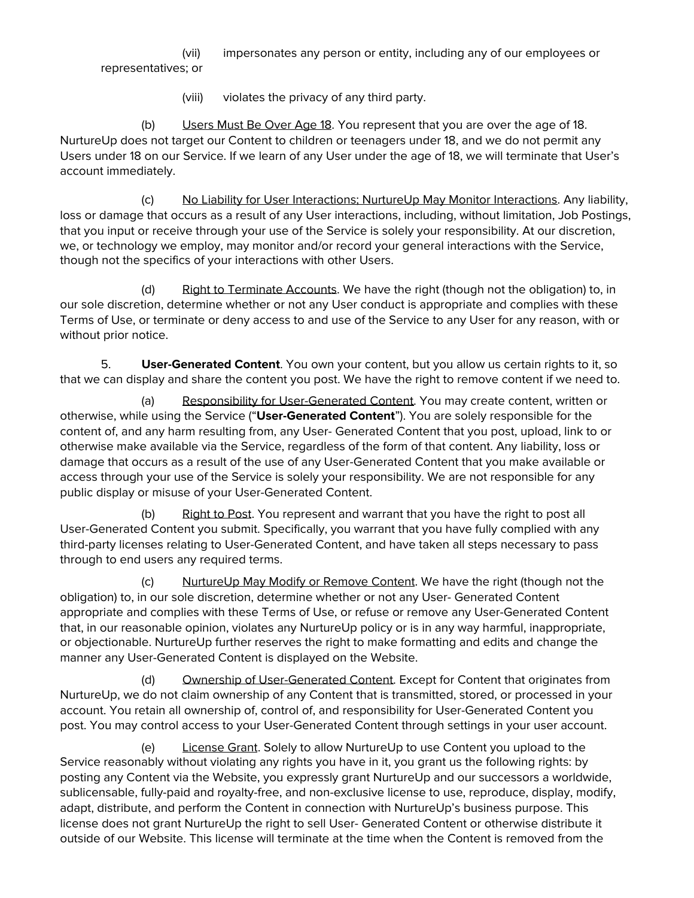(vii) impersonates any person or entity, including any of our employees or representatives; or

(viii) violates the privacy of any third party.

(b) Users Must Be Over Age 18. You represent that you are over the age of 18. NurtureUp does not target our Content to children or teenagers under 18, and we do not permit any Users under 18 on our Service. If we learn of any User under the age of 18, we will terminate that User's account immediately.

(c) No Liability for User Interactions; NurtureUp May Monitor Interactions. Any liability, loss or damage that occurs as a result of any User interactions, including, without limitation, Job Postings, that you input or receive through your use of the Service is solely your responsibility. At our discretion, we, or technology we employ, may monitor and/or record your general interactions with the Service, though not the specifics of your interactions with other Users.

(d) Right to Terminate Accounts. We have the right (though not the obligation) to, in our sole discretion, determine whether or not any User conduct is appropriate and complies with these Terms of Use, or terminate or deny access to and use of the Service to any User for any reason, with or without prior notice.

5. **User-Generated Content**. You own your content, but you allow us certain rights to it, so that we can display and share the content you post. We have the right to remove content if we need to.

(a) Responsibility for User-Generated Content. You may create content, written or otherwise, while using the Service ("**User-Generated Content**"). You are solely responsible for the content of, and any harm resulting from, any User- Generated Content that you post, upload, link to or otherwise make available via the Service, regardless of the form of that content. Any liability, loss or damage that occurs as a result of the use of any User-Generated Content that you make available or access through your use of the Service is solely your responsibility. We are not responsible for any public display or misuse of your User-Generated Content.

(b) Right to Post. You represent and warrant that you have the right to post all User-Generated Content you submit. Specifically, you warrant that you have fully complied with any third-party licenses relating to User-Generated Content, and have taken all steps necessary to pass through to end users any required terms.

(c) NurtureUp May Modify or Remove Content. We have the right (though not the obligation) to, in our sole discretion, determine whether or not any User- Generated Content appropriate and complies with these Terms of Use, or refuse or remove any User-Generated Content that, in our reasonable opinion, violates any NurtureUp policy or is in any way harmful, inappropriate, or objectionable. NurtureUp further reserves the right to make formatting and edits and change the manner any User-Generated Content is displayed on the Website.

(d) Ownership of User-Generated Content. Except for Content that originates from NurtureUp, we do not claim ownership of any Content that is transmitted, stored, or processed in your account. You retain all ownership of, control of, and responsibility for User-Generated Content you post. You may control access to your User-Generated Content through settings in your user account.

(e) License Grant. Solely to allow NurtureUp to use Content you upload to the Service reasonably without violating any rights you have in it, you grant us the following rights: by posting any Content via the Website, you expressly grant NurtureUp and our successors a worldwide, sublicensable, fully-paid and royalty-free, and non-exclusive license to use, reproduce, display, modify, adapt, distribute, and perform the Content in connection with NurtureUp's business purpose. This license does not grant NurtureUp the right to sell User- Generated Content or otherwise distribute it outside of our Website. This license will terminate at the time when the Content is removed from the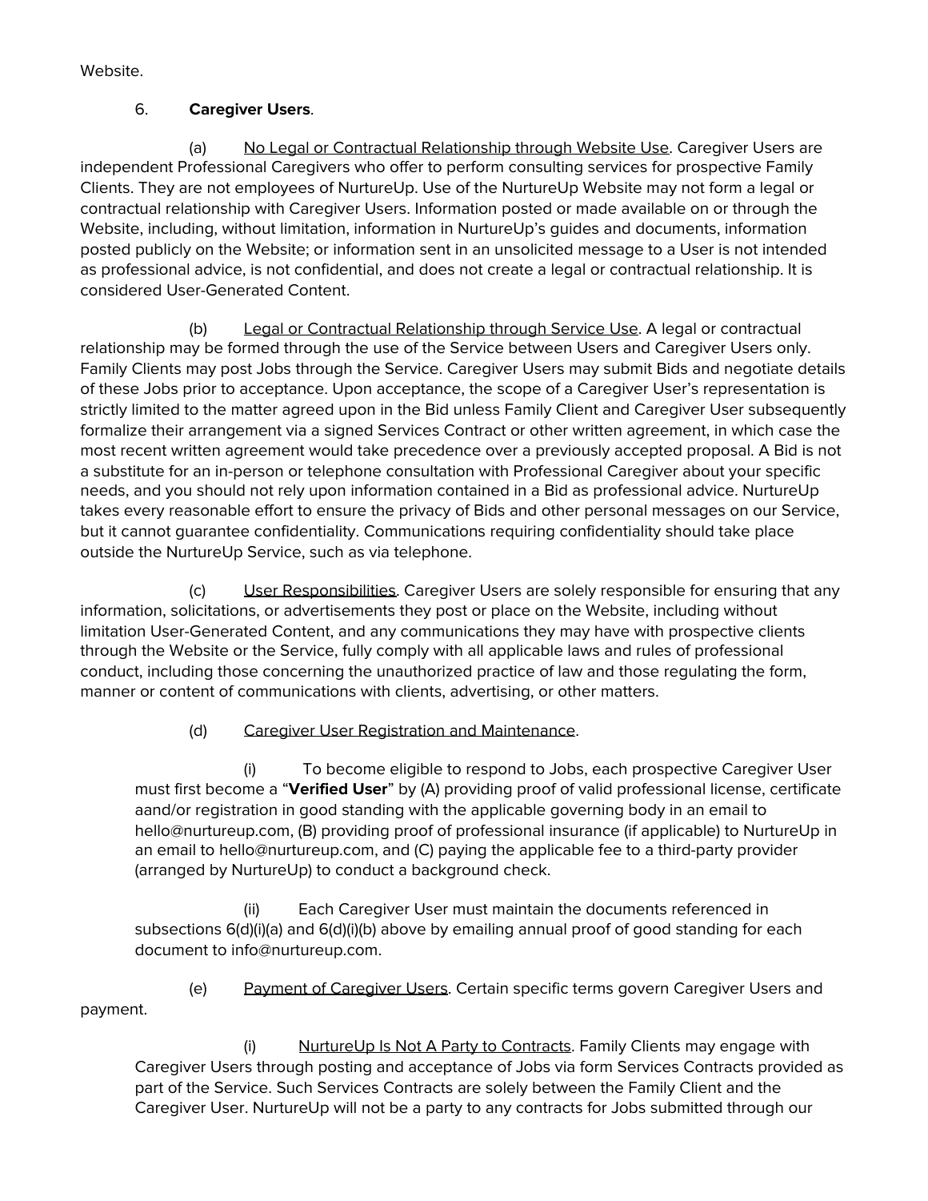Website.

6. **Caregiver Users**.

(a) No Legal or Contractual Relationship through Website Use. Caregiver Users are independent Professional Caregivers who offer to perform consulting services for prospective Family Clients. They are not employees of NurtureUp. Use of the NurtureUp Website may not form a legal or contractual relationship with Caregiver Users. Information posted or made available on or through the Website, including, without limitation, information in NurtureUp's guides and documents, information posted publicly on the Website; or information sent in an unsolicited message to a User is not intended as professional advice, is not confidential, and does not create a legal or contractual relationship. It is considered User-Generated Content.

(b) Legal or Contractual Relationship through Service Use. A legal or contractual relationship may be formed through the use of the Service between Users and Caregiver Users only. Family Clients may post Jobs through the Service. Caregiver Users may submit Bids and negotiate details of these Jobs prior to acceptance. Upon acceptance, the scope of a Caregiver User's representation is strictly limited to the matter agreed upon in the Bid unless Family Client and Caregiver User subsequently formalize their arrangement via a signed Services Contract or other written agreement, in which case the most recent written agreement would take precedence over a previously accepted proposal. A Bid is not a substitute for an in-person or telephone consultation with Professional Caregiver about your specific needs, and you should not rely upon information contained in a Bid as professional advice. NurtureUp takes every reasonable effort to ensure the privacy of Bids and other personal messages on our Service, but it cannot guarantee confidentiality. Communications requiring confidentiality should take place outside the NurtureUp Service, such as via telephone.

(c) User Responsibilities. Caregiver Users are solely responsible for ensuring that any information, solicitations, or advertisements they post or place on the Website, including without limitation User-Generated Content, and any communications they may have with prospective clients through the Website or the Service, fully comply with all applicable laws and rules of professional conduct, including those concerning the unauthorized practice of law and those regulating the form, manner or content of communications with clients, advertising, or other matters.

(d) Caregiver User Registration and Maintenance.

(i) To become eligible to respond to Jobs, each prospective Caregiver User must first become a "**Verified User**" by (A) providing proof of valid professional license, certificate aand/or registration in good standing with the applicable governing body in an email to hello@nurtureup.com, (B) providing proof of professional insurance (if applicable) to NurtureUp in an email to hello@nurtureup.com, and (C) paying the applicable fee to a third-party provider (arranged by NurtureUp) to conduct a background check.

(ii) Each Caregiver User must maintain the documents referenced in subsections 6(d)(i)(a) and 6(d)(i)(b) above by emailing annual proof of good standing for each document to info@nurtureup.com.

(e) Payment of Caregiver Users. Certain specific terms govern Caregiver Users and payment.

(i) NurtureUp Is Not A Party to Contracts. Family Clients may engage with Caregiver Users through posting and acceptance of Jobs via form Services Contracts provided as part of the Service. Such Services Contracts are solely between the Family Client and the Caregiver User. NurtureUp will not be a party to any contracts for Jobs submitted through our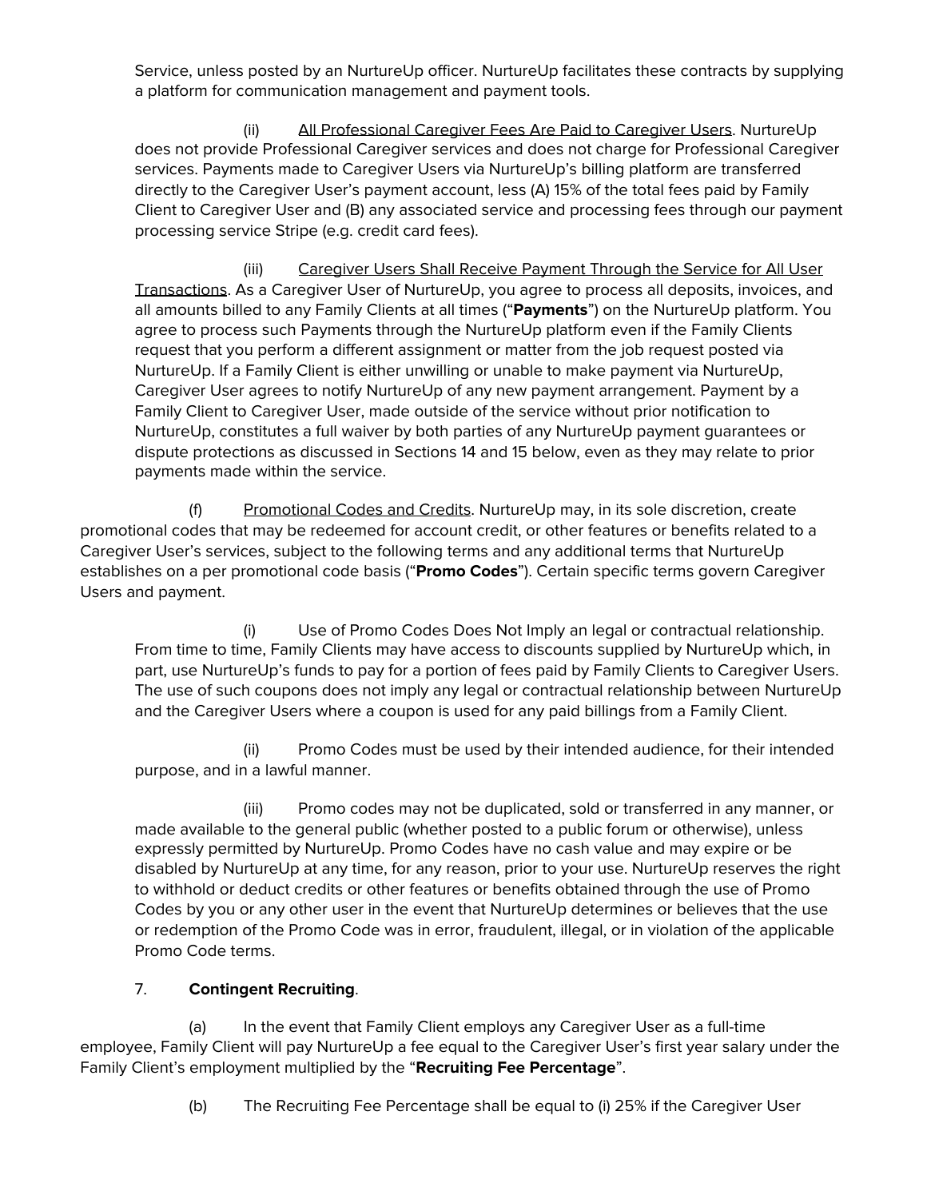Service, unless posted by an NurtureUp officer. NurtureUp facilitates these contracts by supplying a platform for communication management and payment tools.

(ii) <u>All Professional Caregiver Fees Are Paid to Caregiver Users</u>. NurtureUp does not provide Professional Caregiver services and does not charge for Professional Caregiver services. Payments made to Caregiver Users via NurtureUp's billing platform are transferred directly to the Caregiver User's payment account, less (A) 15% of the total fees paid by Family Client to Caregiver User and (B) any associated service and processing fees through our payment processing service Stripe (e.g. credit card fees).

(iii) <u>Caregiver Users Shall Receive Payment Through the Service for All User Transactions</u>. As a Caregiver User of NurtureUp, you agree to process all deposits, invoices, and all amounts billed to any Family Clients at all times ("**Payments**") on the NurtureUp platform. You agree to process such Payments through the NurtureUp platform even if the Family Clients request that you perform a different assignment or matter from the job request posted via NurtureUp. If a Family Client is either unwilling or unable to make payment via NurtureUp, Caregiver User agrees to notify NurtureUp of any new payment arrangement. Payment by a Family Client to Caregiver User, made outside of the service without prior notification to NurtureUp, constitutes a full waiver by both parties of any NurtureUp payment guarantees or dispute protections as discussed in Sections 14 and 15 below, even as they may relate to prior payments made within the service.

(f) <u>Promotional Codes and Credits</u>. NurtureUp may, in its sole discretion, create promotional codes that may be redeemed for account credit, or other features or benefits related to a Caregiver User's services, subject to the following terms and any additional terms that NurtureUp establishes on a per promotional code basis ("**Promo Codes**"). Certain specific terms govern Caregiver Users and payment.

(i) Use of Promo Codes Does Not Imply an legal or contractual relationship. From time to time, Family Clients may have access to discounts supplied by NurtureUp which, in part, use NurtureUp's funds to pay for a portion of fees paid by Family Clients to Caregiver Users. The use of such coupons does not imply any legal or contractual relationship between NurtureUp and the Caregiver Users where a coupon is used for any paid billings from a Family Client.

(ii) Promo Codes must be used by their intended audience, for their intended purpose, and in a lawful manner.

(iii) Promo codes may not be duplicated, sold or transferred in any manner, or made available to the general public (whether posted to a public forum or otherwise), unless expressly permitted by NurtureUp. Promo Codes have no cash value and may expire or be disabled by NurtureUp at any time, for any reason, prior to your use. NurtureUp reserves the right to withhold or deduct credits or other features or benefits obtained through the use of Promo Codes by you or any other user in the event that NurtureUp determines or believes that the use or redemption of the Promo Code was in error, fraudulent, illegal, or in violation of the applicable Promo Code terms.

7. **Contingent Recruiting**.

(a) In the event that Family Client employs any Caregiver User as a full-time employee, Family Client will pay NurtureUp a fee equal to the Caregiver User's first year salary under the Family Client's employment multiplied by the "**Recruiting Fee Percentage**".

(b) The Recruiting Fee Percentage shall be equal to (i) 25% if the Caregiver User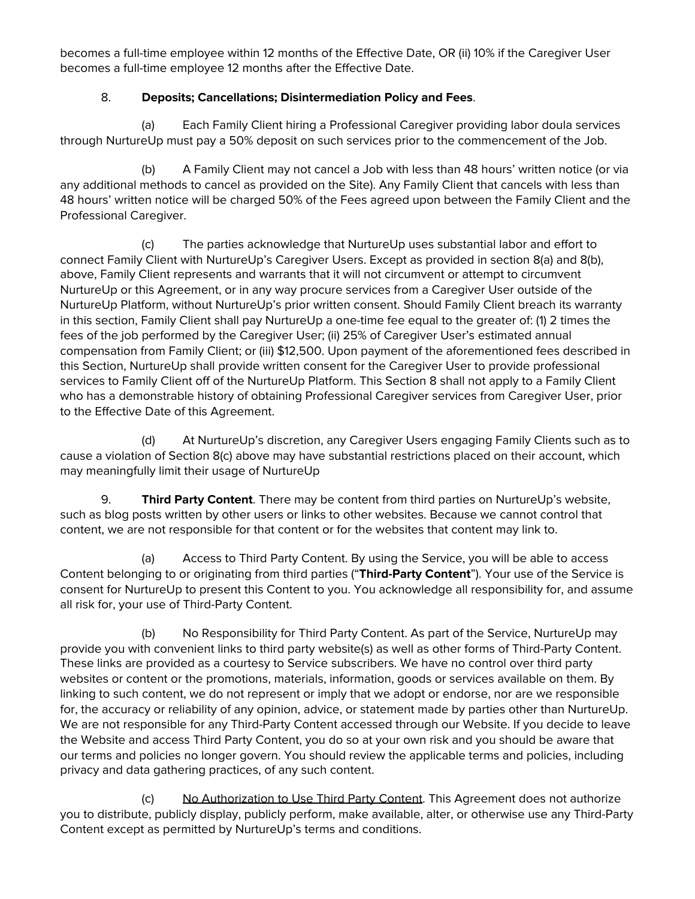becomes a full-time employee within 12 months of the Effective Date, OR (ii) 10% if the Caregiver User becomes a full-time employee 12 months after the Effective Date.

8. **Deposits; Cancellations; Disintermediation Policy and Fees**.

(a) Each Family Client hiring a Professional Caregiver providing labor doula services through NurtureUp must pay a 50% deposit on such services prior to the commencement of the Job.

(b) A Family Client may not cancel a Job with less than 48 hours' written notice (or via any additional methods to cancel as provided on the Site). Any Family Client that cancels with less than 48 hours' written notice will be charged 50% of the Fees agreed upon between the Family Client and the Professional Caregiver.

(c) The parties acknowledge that NurtureUp uses substantial labor and effort to connect Family Client with NurtureUp's Caregiver Users. Except as provided in section 8(a) and 8(b), above, Family Client represents and warrants that it will not circumvent or attempt to circumvent NurtureUp or this Agreement, or in any way procure services from a Caregiver User outside of the NurtureUp Platform, without NurtureUp's prior written consent. Should Family Client breach its warranty in this section, Family Client shall pay NurtureUp a one-time fee equal to the greater of: (1) 2 times the fees of the job performed by the Caregiver User; (ii) 25% of Caregiver User's estimated annual compensation from Family Client; or (iii) $12,500. Upon payment of the aforementioned fees described in this Section, NurtureUp shall provide written consent for the Caregiver User to provide professional services to Family Client off of the NurtureUp Platform. This Section 8 shall not apply to a Family Client who has a demonstrable history of obtaining Professional Caregiver services from Caregiver User, prior to the Effective Date of this Agreement.

(d) At NurtureUp's discretion, any Caregiver Users engaging Family Clients such as to cause a violation of Section 8(c) above may have substantial restrictions placed on their account, which may meaningfully limit their usage of NurtureUp

9. **Third Party Content**. There may be content from third parties on NurtureUp's website, such as blog posts written by other users or links to other websites. Because we cannot control that content, we are not responsible for that content or for the websites that content may link to.

(a) Access to Third Party Content. By using the Service, you will be able to access Content belonging to or originating from third parties ("**Third-Party Content**"). Your use of the Service is consent for NurtureUp to present this Content to you. You acknowledge all responsibility for, and assume all risk for, your use of Third-Party Content.

(b) No Responsibility for Third Party Content. As part of the Service, NurtureUp may provide you with convenient links to third party website(s) as well as other forms of Third-Party Content. These links are provided as a courtesy to Service subscribers. We have no control over third party websites or content or the promotions, materials, information, goods or services available on them. By linking to such content, we do not represent or imply that we adopt or endorse, nor are we responsible for, the accuracy or reliability of any opinion, advice, or statement made by parties other than NurtureUp. We are not responsible for any Third-Party Content accessed through our Website. If you decide to leave the Website and access Third Party Content, you do so at your own risk and you should be aware that our terms and policies no longer govern. You should review the applicable terms and policies, including privacy and data gathering practices, of any such content.

(c) No Authorization to Use Third Party Content. This Agreement does not authorize you to distribute, publicly display, publicly perform, make available, alter, or otherwise use any Third-Party Content except as permitted by NurtureUp's terms and conditions.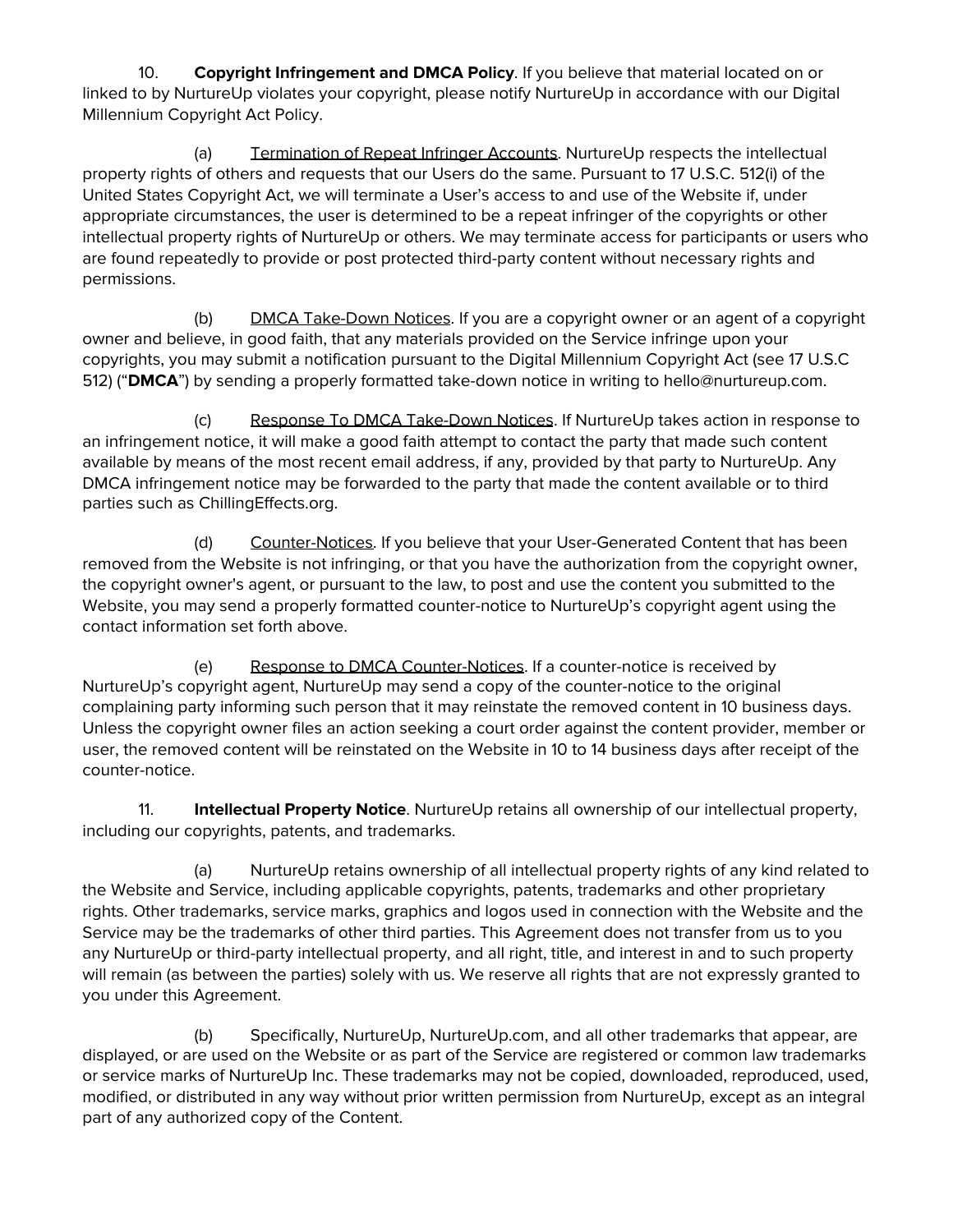10. **Copyright Infringement and DMCA Policy**. If you believe that material located on or linked to by NurtureUp violates your copyright, please notify NurtureUp in accordance with our Digital Millennium Copyright Act Policy.

(a) Termination of Repeat Infringer Accounts. NurtureUp respects the intellectual property rights of others and requests that our Users do the same. Pursuant to 17 U.S.C. 512(i) of the United States Copyright Act, we will terminate a User's access to and use of the Website if, under appropriate circumstances, the user is determined to be a repeat infringer of the copyrights or other intellectual property rights of NurtureUp or others. We may terminate access for participants or users who are found repeatedly to provide or post protected third-party content without necessary rights and permissions.

(b) DMCA Take-Down Notices. If you are a copyright owner or an agent of a copyright owner and believe, in good faith, that any materials provided on the Service infringe upon your copyrights, you may submit a notification pursuant to the Digital Millennium Copyright Act (see 17 U.S.C 512) ("**DMCA**") by sending a properly formatted take-down notice in writing to hello@nurtureup.com.

(c) Response To DMCA Take-Down Notices. If NurtureUp takes action in response to an infringement notice, it will make a good faith attempt to contact the party that made such content available by means of the most recent email address, if any, provided by that party to NurtureUp. Any DMCA infringement notice may be forwarded to the party that made the content available or to third parties such as ChillingEffects.org.

(d) Counter-Notices. If you believe that your User-Generated Content that has been removed from the Website is not infringing, or that you have the authorization from the copyright owner, the copyright owner's agent, or pursuant to the law, to post and use the content you submitted to the Website, you may send a properly formatted counter-notice to NurtureUp's copyright agent using the contact information set forth above.

(e) Response to DMCA Counter-Notices. If a counter-notice is received by NurtureUp's copyright agent, NurtureUp may send a copy of the counter-notice to the original complaining party informing such person that it may reinstate the removed content in 10 business days. Unless the copyright owner files an action seeking a court order against the content provider, member or user, the removed content will be reinstated on the Website in 10 to 14 business days after receipt of the counter-notice.

11. **Intellectual Property Notice**. NurtureUp retains all ownership of our intellectual property, including our copyrights, patents, and trademarks.

(a) NurtureUp retains ownership of all intellectual property rights of any kind related to the Website and Service, including applicable copyrights, patents, trademarks and other proprietary rights. Other trademarks, service marks, graphics and logos used in connection with the Website and the Service may be the trademarks of other third parties. This Agreement does not transfer from us to you any NurtureUp or third-party intellectual property, and all right, title, and interest in and to such property will remain (as between the parties) solely with us. We reserve all rights that are not expressly granted to you under this Agreement.

(b) Specifically, NurtureUp, NurtureUp.com, and all other trademarks that appear, are displayed, or are used on the Website or as part of the Service are registered or common law trademarks or service marks of NurtureUp Inc. These trademarks may not be copied, downloaded, reproduced, used, modified, or distributed in any way without prior written permission from NurtureUp, except as an integral part of any authorized copy of the Content.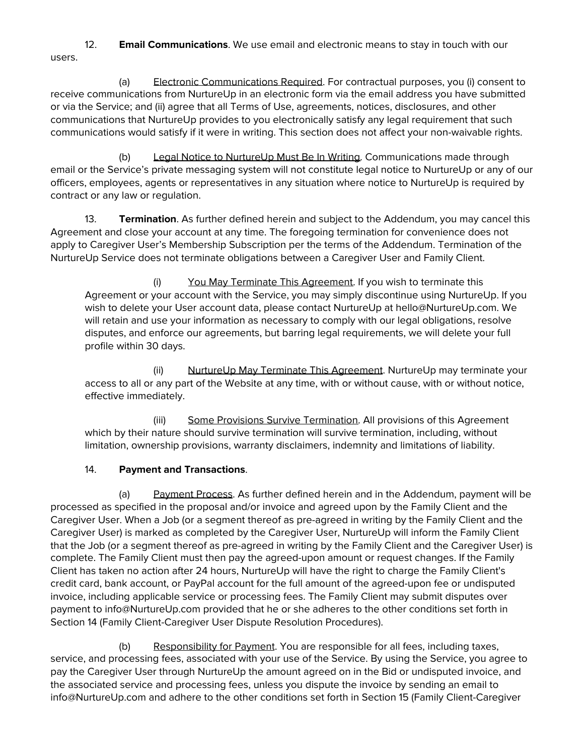12. **Email Communications**. We use email and electronic means to stay in touch with our users.

(a) Electronic Communications Required. For contractual purposes, you (i) consent to receive communications from NurtureUp in an electronic form via the email address you have submitted or via the Service; and (ii) agree that all Terms of Use, agreements, notices, disclosures, and other communications that NurtureUp provides to you electronically satisfy any legal requirement that such communications would satisfy if it were in writing. This section does not affect your non-waivable rights.

(b) Legal Notice to NurtureUp Must Be In Writing. Communications made through email or the Service's private messaging system will not constitute legal notice to NurtureUp or any of our officers, employees, agents or representatives in any situation where notice to NurtureUp is required by contract or any law or regulation.

13. **Termination**. As further defined herein and subject to the Addendum, you may cancel this Agreement and close your account at any time. The foregoing termination for convenience does not apply to Caregiver User's Membership Subscription per the terms of the Addendum. Termination of the NurtureUp Service does not terminate obligations between a Caregiver User and Family Client.

> (i) You May Terminate This Agreement. If you wish to terminate this Agreement or your account with the Service, you may simply discontinue using NurtureUp. If you wish to delete your User account data, please contact NurtureUp at hello@NurtureUp.com. We will retain and use your information as necessary to comply with our legal obligations, resolve disputes, and enforce our agreements, but barring legal requirements, we will delete your full profile within 30 days.
>
> (ii) NurtureUp May Terminate This Agreement. NurtureUp may terminate your access to all or any part of the Website at any time, with or without cause, with or without notice, effective immediately.
>
> (iii) Some Provisions Survive Termination. All provisions of this Agreement which by their nature should survive termination will survive termination, including, without limitation, ownership provisions, warranty disclaimers, indemnity and limitations of liability.

14. **Payment and Transactions**.

(a) Payment Process. As further defined herein and in the Addendum, payment will be processed as specified in the proposal and/or invoice and agreed upon by the Family Client and the Caregiver User. When a Job (or a segment thereof as pre-agreed in writing by the Family Client and the Caregiver User) is marked as completed by the Caregiver User, NurtureUp will inform the Family Client that the Job (or a segment thereof as pre-agreed in writing by the Family Client and the Caregiver User) is complete. The Family Client must then pay the agreed-upon amount or request changes. If the Family Client has taken no action after 24 hours, NurtureUp will have the right to charge the Family Client's credit card, bank account, or PayPal account for the full amount of the agreed-upon fee or undisputed invoice, including applicable service or processing fees. The Family Client may submit disputes over payment to info@NurtureUp.com provided that he or she adheres to the other conditions set forth in Section 14 (Family Client-Caregiver User Dispute Resolution Procedures).

(b) Responsibility for Payment. You are responsible for all fees, including taxes, service, and processing fees, associated with your use of the Service. By using the Service, you agree to pay the Caregiver User through NurtureUp the amount agreed on in the Bid or undisputed invoice, and the associated service and processing fees, unless you dispute the invoice by sending an email to info@NurtureUp.com and adhere to the other conditions set forth in Section 15 (Family Client-Caregiver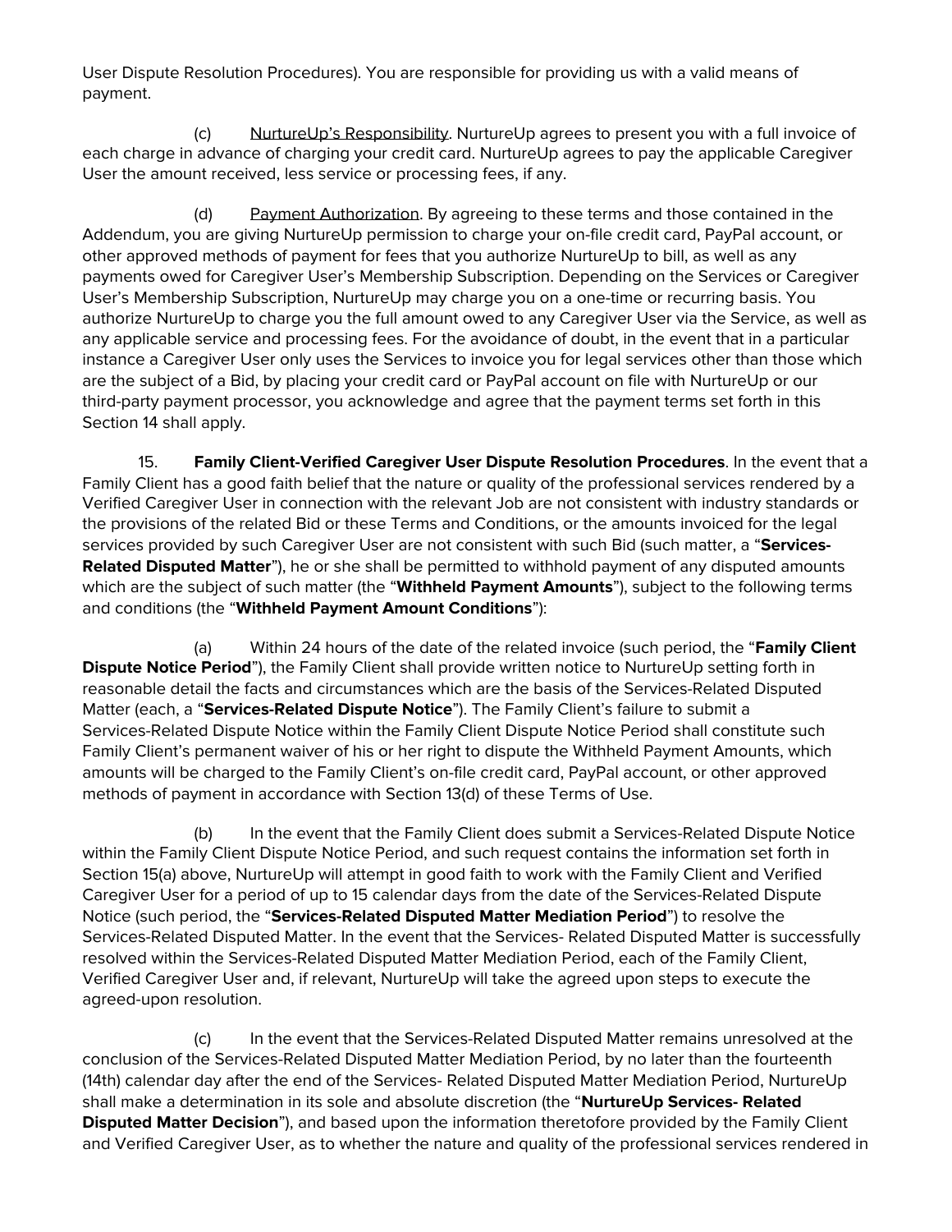User Dispute Resolution Procedures). You are responsible for providing us with a valid means of payment.

(c) NurtureUp's Responsibility. NurtureUp agrees to present you with a full invoice of each charge in advance of charging your credit card. NurtureUp agrees to pay the applicable Caregiver User the amount received, less service or processing fees, if any.

(d) Payment Authorization. By agreeing to these terms and those contained in the Addendum, you are giving NurtureUp permission to charge your on-file credit card, PayPal account, or other approved methods of payment for fees that you authorize NurtureUp to bill, as well as any payments owed for Caregiver User's Membership Subscription. Depending on the Services or Caregiver User's Membership Subscription, NurtureUp may charge you on a one-time or recurring basis. You authorize NurtureUp to charge you the full amount owed to any Caregiver User via the Service, as well as any applicable service and processing fees. For the avoidance of doubt, in the event that in a particular instance a Caregiver User only uses the Services to invoice you for legal services other than those which are the subject of a Bid, by placing your credit card or PayPal account on file with NurtureUp or our third-party payment processor, you acknowledge and agree that the payment terms set forth in this Section 14 shall apply.

15. **Family Client-Verified Caregiver User Dispute Resolution Procedures**. In the event that a Family Client has a good faith belief that the nature or quality of the professional services rendered by a Verified Caregiver User in connection with the relevant Job are not consistent with industry standards or the provisions of the related Bid or these Terms and Conditions, or the amounts invoiced for the legal services provided by such Caregiver User are not consistent with such Bid (such matter, a "**Services-Related Disputed Matter**"), he or she shall be permitted to withhold payment of any disputed amounts which are the subject of such matter (the "**Withheld Payment Amounts**"), subject to the following terms and conditions (the "**Withheld Payment Amount Conditions**"):

(a) Within 24 hours of the date of the related invoice (such period, the "**Family Client Dispute Notice Period**"), the Family Client shall provide written notice to NurtureUp setting forth in reasonable detail the facts and circumstances which are the basis of the Services-Related Disputed Matter (each, a "**Services-Related Dispute Notice**"). The Family Client's failure to submit a Services-Related Dispute Notice within the Family Client Dispute Notice Period shall constitute such Family Client's permanent waiver of his or her right to dispute the Withheld Payment Amounts, which amounts will be charged to the Family Client's on-file credit card, PayPal account, or other approved methods of payment in accordance with Section 13(d) of these Terms of Use.

(b) In the event that the Family Client does submit a Services-Related Dispute Notice within the Family Client Dispute Notice Period, and such request contains the information set forth in Section 15(a) above, NurtureUp will attempt in good faith to work with the Family Client and Verified Caregiver User for a period of up to 15 calendar days from the date of the Services-Related Dispute Notice (such period, the "**Services-Related Disputed Matter Mediation Period**") to resolve the Services-Related Disputed Matter. In the event that the Services- Related Disputed Matter is successfully resolved within the Services-Related Disputed Matter Mediation Period, each of the Family Client, Verified Caregiver User and, if relevant, NurtureUp will take the agreed upon steps to execute the agreed-upon resolution.

(c) In the event that the Services-Related Disputed Matter remains unresolved at the conclusion of the Services-Related Disputed Matter Mediation Period, by no later than the fourteenth (14th) calendar day after the end of the Services- Related Disputed Matter Mediation Period, NurtureUp shall make a determination in its sole and absolute discretion (the "**NurtureUp Services- Related Disputed Matter Decision**"), and based upon the information theretofore provided by the Family Client and Verified Caregiver User, as to whether the nature and quality of the professional services rendered in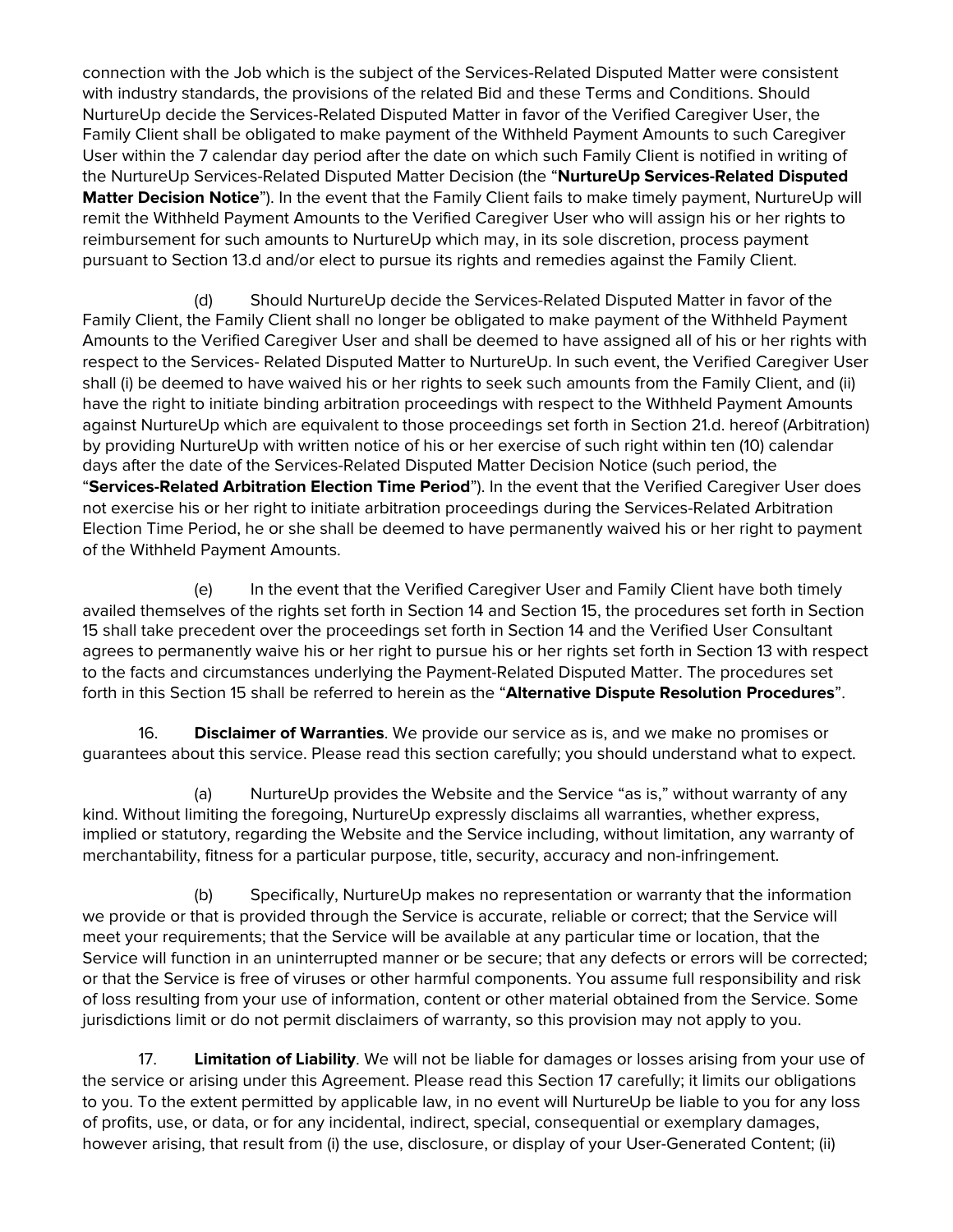connection with the Job which is the subject of the Services-Related Disputed Matter were consistent with industry standards, the provisions of the related Bid and these Terms and Conditions. Should NurtureUp decide the Services-Related Disputed Matter in favor of the Verified Caregiver User, the Family Client shall be obligated to make payment of the Withheld Payment Amounts to such Caregiver User within the 7 calendar day period after the date on which such Family Client is notified in writing of the NurtureUp Services-Related Disputed Matter Decision (the "**NurtureUp Services-Related Disputed Matter Decision Notice**"). In the event that the Family Client fails to make timely payment, NurtureUp will remit the Withheld Payment Amounts to the Verified Caregiver User who will assign his or her rights to reimbursement for such amounts to NurtureUp which may, in its sole discretion, process payment pursuant to Section 13.d and/or elect to pursue its rights and remedies against the Family Client.

(d) Should NurtureUp decide the Services-Related Disputed Matter in favor of the Family Client, the Family Client shall no longer be obligated to make payment of the Withheld Payment Amounts to the Verified Caregiver User and shall be deemed to have assigned all of his or her rights with respect to the Services- Related Disputed Matter to NurtureUp. In such event, the Verified Caregiver User shall (i) be deemed to have waived his or her rights to seek such amounts from the Family Client, and (ii) have the right to initiate binding arbitration proceedings with respect to the Withheld Payment Amounts against NurtureUp which are equivalent to those proceedings set forth in Section 21.d. hereof (Arbitration) by providing NurtureUp with written notice of his or her exercise of such right within ten (10) calendar days after the date of the Services-Related Disputed Matter Decision Notice (such period, the "**Services-Related Arbitration Election Time Period**"). In the event that the Verified Caregiver User does not exercise his or her right to initiate arbitration proceedings during the Services-Related Arbitration Election Time Period, he or she shall be deemed to have permanently waived his or her right to payment of the Withheld Payment Amounts.

(e) In the event that the Verified Caregiver User and Family Client have both timely availed themselves of the rights set forth in Section 14 and Section 15, the procedures set forth in Section 15 shall take precedent over the proceedings set forth in Section 14 and the Verified User Consultant agrees to permanently waive his or her right to pursue his or her rights set forth in Section 13 with respect to the facts and circumstances underlying the Payment-Related Disputed Matter. The procedures set forth in this Section 15 shall be referred to herein as the "**Alternative Dispute Resolution Procedures**".

16. **Disclaimer of Warranties**. We provide our service as is, and we make no promises or guarantees about this service. Please read this section carefully; you should understand what to expect.

(a) NurtureUp provides the Website and the Service "as is," without warranty of any kind. Without limiting the foregoing, NurtureUp expressly disclaims all warranties, whether express, implied or statutory, regarding the Website and the Service including, without limitation, any warranty of merchantability, fitness for a particular purpose, title, security, accuracy and non-infringement.

(b) Specifically, NurtureUp makes no representation or warranty that the information we provide or that is provided through the Service is accurate, reliable or correct; that the Service will meet your requirements; that the Service will be available at any particular time or location, that the Service will function in an uninterrupted manner or be secure; that any defects or errors will be corrected; or that the Service is free of viruses or other harmful components. You assume full responsibility and risk of loss resulting from your use of information, content or other material obtained from the Service. Some jurisdictions limit or do not permit disclaimers of warranty, so this provision may not apply to you.

17. **Limitation of Liability**. We will not be liable for damages or losses arising from your use of the service or arising under this Agreement. Please read this Section 17 carefully; it limits our obligations to you. To the extent permitted by applicable law, in no event will NurtureUp be liable to you for any loss of profits, use, or data, or for any incidental, indirect, special, consequential or exemplary damages, however arising, that result from (i) the use, disclosure, or display of your User-Generated Content; (ii)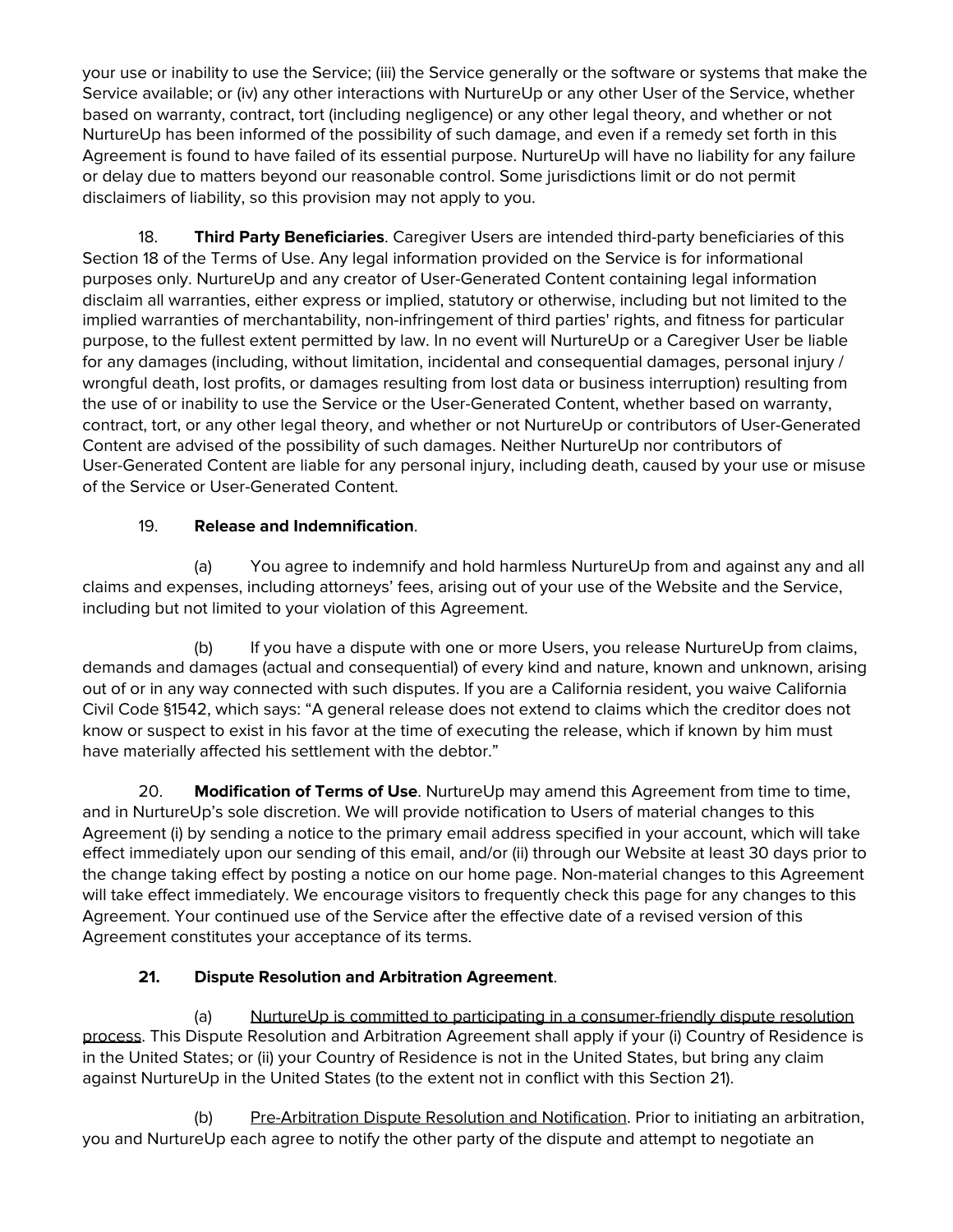your use or inability to use the Service; (iii) the Service generally or the software or systems that make the Service available; or (iv) any other interactions with NurtureUp or any other User of the Service, whether based on warranty, contract, tort (including negligence) or any other legal theory, and whether or not NurtureUp has been informed of the possibility of such damage, and even if a remedy set forth in this Agreement is found to have failed of its essential purpose. NurtureUp will have no liability for any failure or delay due to matters beyond our reasonable control. Some jurisdictions limit or do not permit disclaimers of liability, so this provision may not apply to you.

18. **Third Party Beneficiaries**. Caregiver Users are intended third-party beneficiaries of this Section 18 of the Terms of Use. Any legal information provided on the Service is for informational purposes only. NurtureUp and any creator of User-Generated Content containing legal information disclaim all warranties, either express or implied, statutory or otherwise, including but not limited to the implied warranties of merchantability, non-infringement of third parties' rights, and fitness for particular purpose, to the fullest extent permitted by law. In no event will NurtureUp or a Caregiver User be liable for any damages (including, without limitation, incidental and consequential damages, personal injury / wrongful death, lost profits, or damages resulting from lost data or business interruption) resulting from the use of or inability to use the Service or the User-Generated Content, whether based on warranty, contract, tort, or any other legal theory, and whether or not NurtureUp or contributors of User-Generated Content are advised of the possibility of such damages. Neither NurtureUp nor contributors of User-Generated Content are liable for any personal injury, including death, caused by your use or misuse of the Service or User-Generated Content.

19. **Release and Indemnification**.

(a) You agree to indemnify and hold harmless NurtureUp from and against any and all claims and expenses, including attorneys' fees, arising out of your use of the Website and the Service, including but not limited to your violation of this Agreement.

(b) If you have a dispute with one or more Users, you release NurtureUp from claims, demands and damages (actual and consequential) of every kind and nature, known and unknown, arising out of or in any way connected with such disputes. If you are a California resident, you waive California Civil Code §1542, which says: "A general release does not extend to claims which the creditor does not know or suspect to exist in his favor at the time of executing the release, which if known by him must have materially affected his settlement with the debtor."

20. **Modification of Terms of Use**. NurtureUp may amend this Agreement from time to time, and in NurtureUp's sole discretion. We will provide notification to Users of material changes to this Agreement (i) by sending a notice to the primary email address specified in your account, which will take effect immediately upon our sending of this email, and/or (ii) through our Website at least 30 days prior to the change taking effect by posting a notice on our home page. Non-material changes to this Agreement will take effect immediately. We encourage visitors to frequently check this page for any changes to this Agreement. Your continued use of the Service after the effective date of a revised version of this Agreement constitutes your acceptance of its terms.

**21. Dispute Resolution and Arbitration Agreement**.

(a) NurtureUp is committed to participating in a consumer-friendly dispute resolution process. This Dispute Resolution and Arbitration Agreement shall apply if your (i) Country of Residence is in the United States; or (ii) your Country of Residence is not in the United States, but bring any claim against NurtureUp in the United States (to the extent not in conflict with this Section 21).

(b) Pre-Arbitration Dispute Resolution and Notification. Prior to initiating an arbitration, you and NurtureUp each agree to notify the other party of the dispute and attempt to negotiate an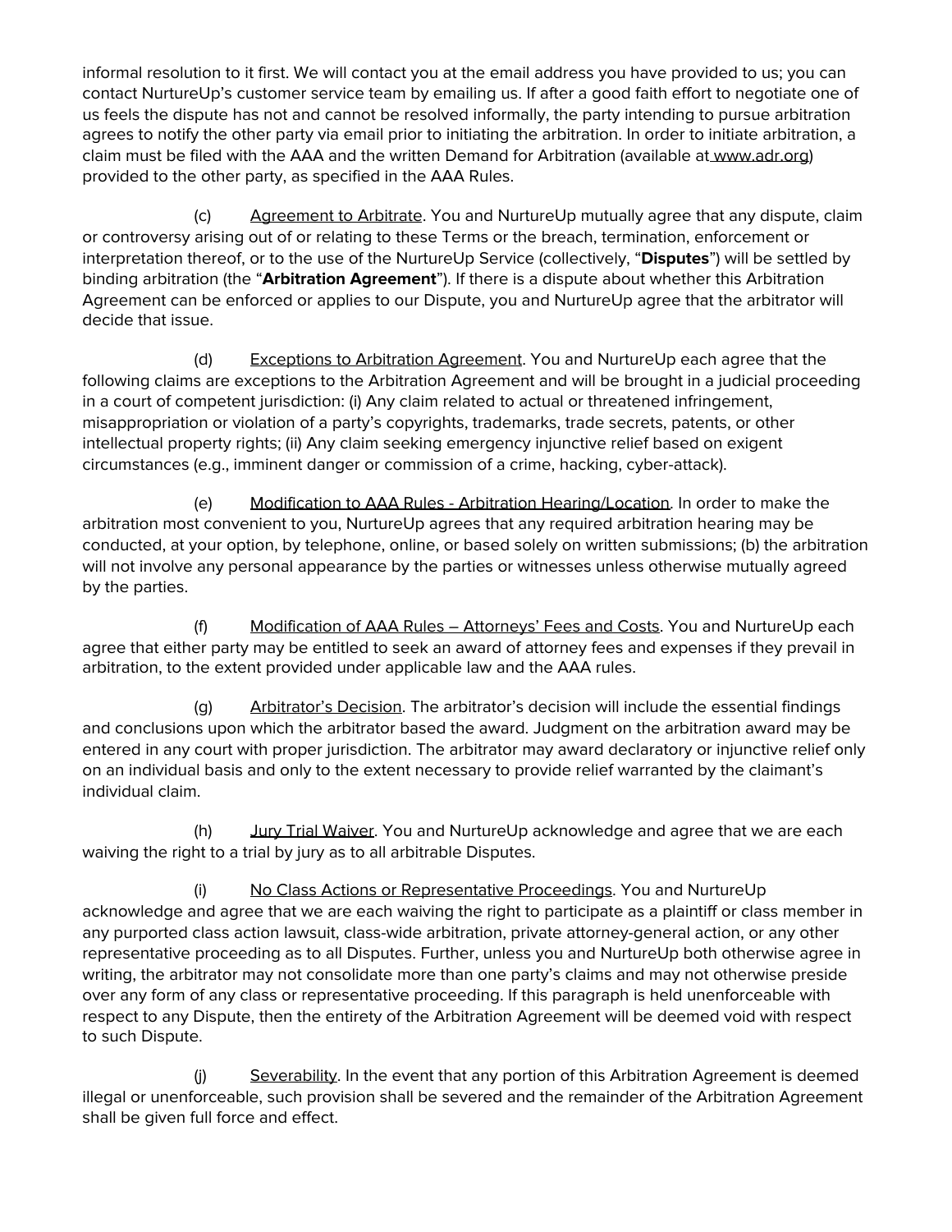informal resolution to it first. We will contact you at the email address you have provided to us; you can contact NurtureUp's customer service team by emailing us. If after a good faith effort to negotiate one of us feels the dispute has not and cannot be resolved informally, the party intending to pursue arbitration agrees to notify the other party via email prior to initiating the arbitration. In order to initiate arbitration, a claim must be filed with the AAA and the written Demand for Arbitration (available at www.adr.org) provided to the other party, as specified in the AAA Rules.

(c) Agreement to Arbitrate. You and NurtureUp mutually agree that any dispute, claim or controversy arising out of or relating to these Terms or the breach, termination, enforcement or interpretation thereof, or to the use of the NurtureUp Service (collectively, "**Disputes**") will be settled by binding arbitration (the "**Arbitration Agreement**"). If there is a dispute about whether this Arbitration Agreement can be enforced or applies to our Dispute, you and NurtureUp agree that the arbitrator will decide that issue.

(d) Exceptions to Arbitration Agreement. You and NurtureUp each agree that the following claims are exceptions to the Arbitration Agreement and will be brought in a judicial proceeding in a court of competent jurisdiction: (i) Any claim related to actual or threatened infringement, misappropriation or violation of a party's copyrights, trademarks, trade secrets, patents, or other intellectual property rights; (ii) Any claim seeking emergency injunctive relief based on exigent circumstances (e.g., imminent danger or commission of a crime, hacking, cyber-attack).

(e) Modification to AAA Rules - Arbitration Hearing/Location. In order to make the arbitration most convenient to you, NurtureUp agrees that any required arbitration hearing may be conducted, at your option, by telephone, online, or based solely on written submissions; (b) the arbitration will not involve any personal appearance by the parties or witnesses unless otherwise mutually agreed by the parties.

(f) Modification of AAA Rules – Attorneys' Fees and Costs. You and NurtureUp each agree that either party may be entitled to seek an award of attorney fees and expenses if they prevail in arbitration, to the extent provided under applicable law and the AAA rules.

(g) Arbitrator's Decision. The arbitrator's decision will include the essential findings and conclusions upon which the arbitrator based the award. Judgment on the arbitration award may be entered in any court with proper jurisdiction. The arbitrator may award declaratory or injunctive relief only on an individual basis and only to the extent necessary to provide relief warranted by the claimant's individual claim.

(h) Jury Trial Waiver. You and NurtureUp acknowledge and agree that we are each waiving the right to a trial by jury as to all arbitrable Disputes.

(i) No Class Actions or Representative Proceedings. You and NurtureUp acknowledge and agree that we are each waiving the right to participate as a plaintiff or class member in any purported class action lawsuit, class-wide arbitration, private attorney-general action, or any other representative proceeding as to all Disputes. Further, unless you and NurtureUp both otherwise agree in writing, the arbitrator may not consolidate more than one party's claims and may not otherwise preside over any form of any class or representative proceeding. If this paragraph is held unenforceable with respect to any Dispute, then the entirety of the Arbitration Agreement will be deemed void with respect to such Dispute.

(j) Severability. In the event that any portion of this Arbitration Agreement is deemed illegal or unenforceable, such provision shall be severed and the remainder of the Arbitration Agreement shall be given full force and effect.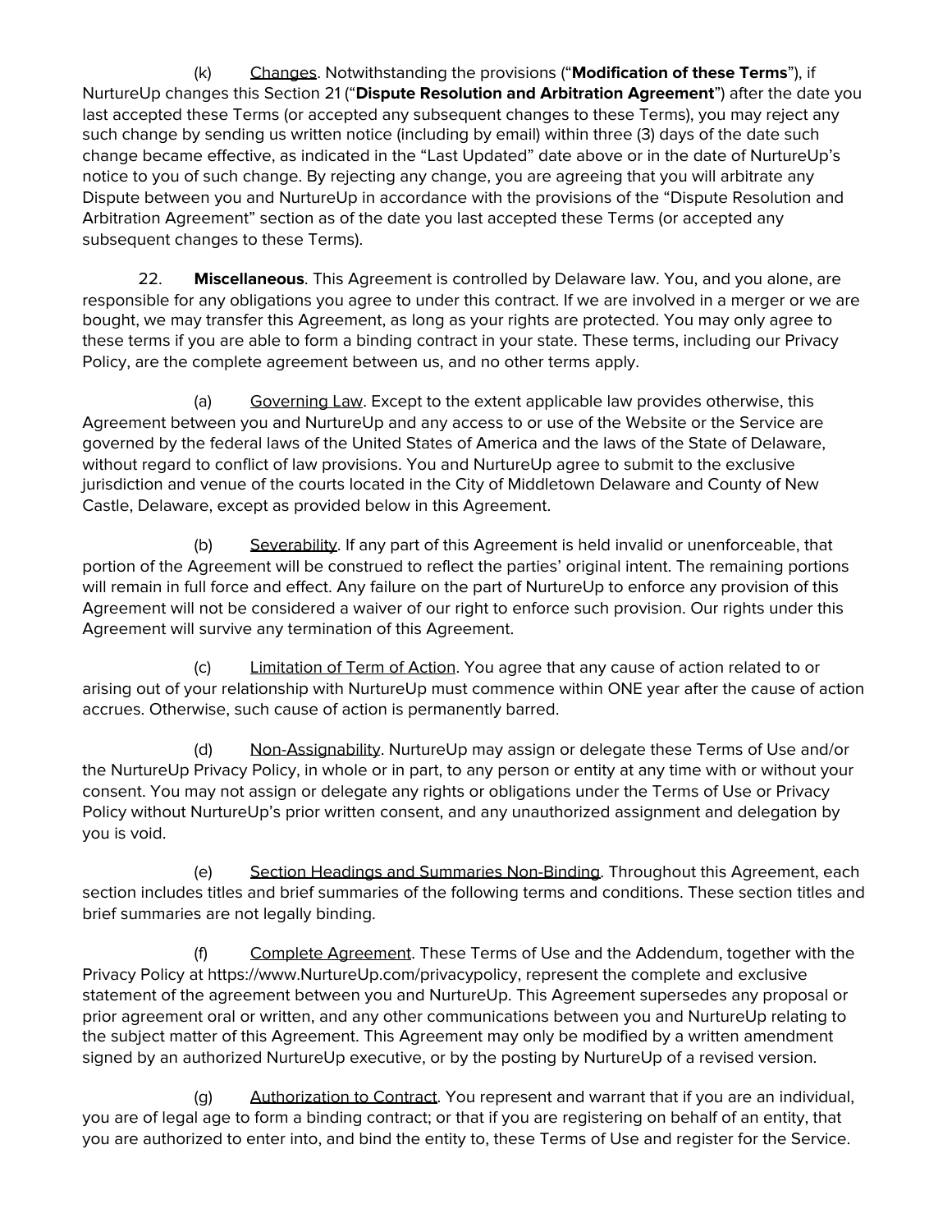(k) Changes. Notwithstanding the provisions ("**Modification of these Terms**"), if NurtureUp changes this Section 21 ("**Dispute Resolution and Arbitration Agreement**") after the date you last accepted these Terms (or accepted any subsequent changes to these Terms), you may reject any such change by sending us written notice (including by email) within three (3) days of the date such change became effective, as indicated in the "Last Updated" date above or in the date of NurtureUp's notice to you of such change. By rejecting any change, you are agreeing that you will arbitrate any Dispute between you and NurtureUp in accordance with the provisions of the "Dispute Resolution and Arbitration Agreement" section as of the date you last accepted these Terms (or accepted any subsequent changes to these Terms).

22. **Miscellaneous**. This Agreement is controlled by Delaware law. You, and you alone, are responsible for any obligations you agree to under this contract. If we are involved in a merger or we are bought, we may transfer this Agreement, as long as your rights are protected. You may only agree to these terms if you are able to form a binding contract in your state. These terms, including our Privacy Policy, are the complete agreement between us, and no other terms apply.

(a) Governing Law. Except to the extent applicable law provides otherwise, this Agreement between you and NurtureUp and any access to or use of the Website or the Service are governed by the federal laws of the United States of America and the laws of the State of Delaware, without regard to conflict of law provisions. You and NurtureUp agree to submit to the exclusive jurisdiction and venue of the courts located in the City of Middletown Delaware and County of New Castle, Delaware, except as provided below in this Agreement.

(b) Severability. If any part of this Agreement is held invalid or unenforceable, that portion of the Agreement will be construed to reflect the parties' original intent. The remaining portions will remain in full force and effect. Any failure on the part of NurtureUp to enforce any provision of this Agreement will not be considered a waiver of our right to enforce such provision. Our rights under this Agreement will survive any termination of this Agreement.

(c) Limitation of Term of Action. You agree that any cause of action related to or arising out of your relationship with NurtureUp must commence within ONE year after the cause of action accrues. Otherwise, such cause of action is permanently barred.

(d) Non-Assignability. NurtureUp may assign or delegate these Terms of Use and/or the NurtureUp Privacy Policy, in whole or in part, to any person or entity at any time with or without your consent. You may not assign or delegate any rights or obligations under the Terms of Use or Privacy Policy without NurtureUp's prior written consent, and any unauthorized assignment and delegation by you is void.

(e) Section Headings and Summaries Non-Binding. Throughout this Agreement, each section includes titles and brief summaries of the following terms and conditions. These section titles and brief summaries are not legally binding.

(f) Complete Agreement. These Terms of Use and the Addendum, together with the Privacy Policy at https://www.NurtureUp.com/privacypolicy, represent the complete and exclusive statement of the agreement between you and NurtureUp. This Agreement supersedes any proposal or prior agreement oral or written, and any other communications between you and NurtureUp relating to the subject matter of this Agreement. This Agreement may only be modified by a written amendment signed by an authorized NurtureUp executive, or by the posting by NurtureUp of a revised version.

(g) Authorization to Contract. You represent and warrant that if you are an individual, you are of legal age to form a binding contract; or that if you are registering on behalf of an entity, that you are authorized to enter into, and bind the entity to, these Terms of Use and register for the Service.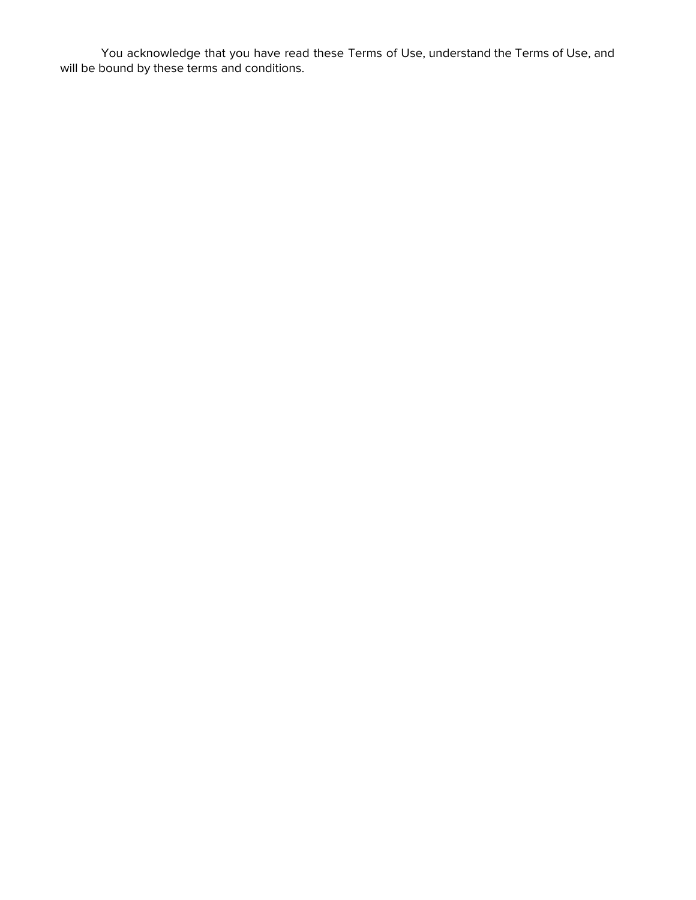You acknowledge that you have read these Terms of Use, understand the Terms of Use, and will be bound by these terms and conditions.